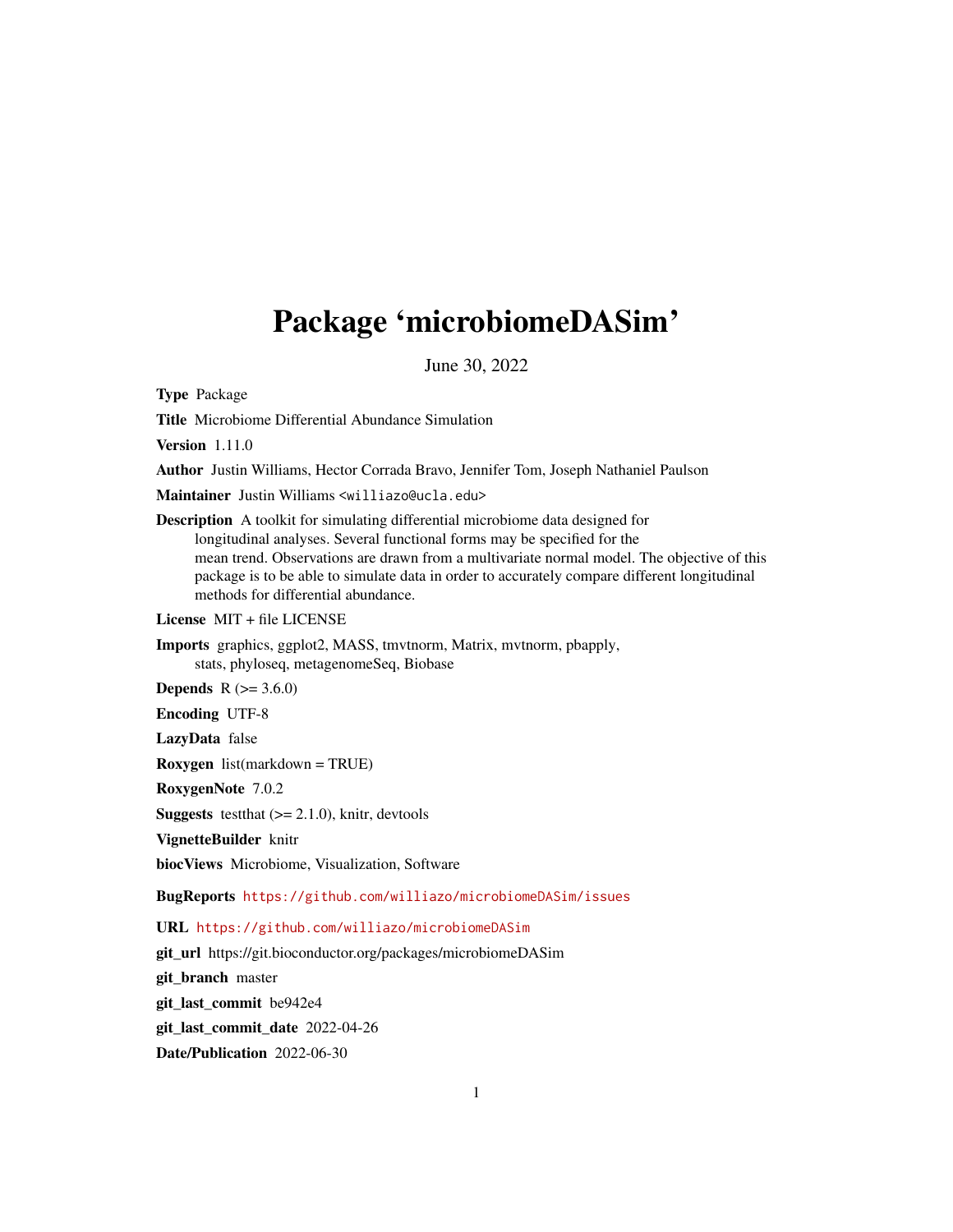# Package 'microbiomeDASim'

June 30, 2022

**Type** Package

**Title** Microbiome Differential Abundance Simulation

**Version** 1.11.0

**Author** Justin Williams, Hector Corrada Bravo, Jennifer Tom, Joseph Nathaniel Paulson

**Maintainer** Justin Williams <williazo@ucla.edu>

**Description** A toolkit for simulating differential microbiome data designed for longitudinal analyses. Several functional forms may be specified for the mean trend. Observations are drawn from a multivariate normal model. The objective of this package is to be able to simulate data in order to accurately compare different longitudinal methods for differential abundance.

**License** MIT + file LICENSE

**Imports** graphics, ggplot2, MASS, tmvtnorm, Matrix, mvtnorm, pbapply, stats, phyloseq, metagenomeSeq, Biobase

**Depends** R (>= 3.6.0)

**Encoding** UTF-8

**LazyData** false

**Roxygen** list(markdown = TRUE)

**RoxygenNote** 7.0.2

**Suggests** testthat (>= 2.1.0), knitr, devtools

**VignetteBuilder** knitr

**biocViews** Microbiome, Visualization, Software

**BugReports** https://github.com/williazo/microbiomeDASim/issues

**URL** https://github.com/williazo/microbiomeDASim

**git_url** https://git.bioconductor.org/packages/microbiomeDASim

**git_branch** master

**git_last_commit** be942e4

**git_last_commit_date** 2022-04-26

**Date/Publication** 2022-06-30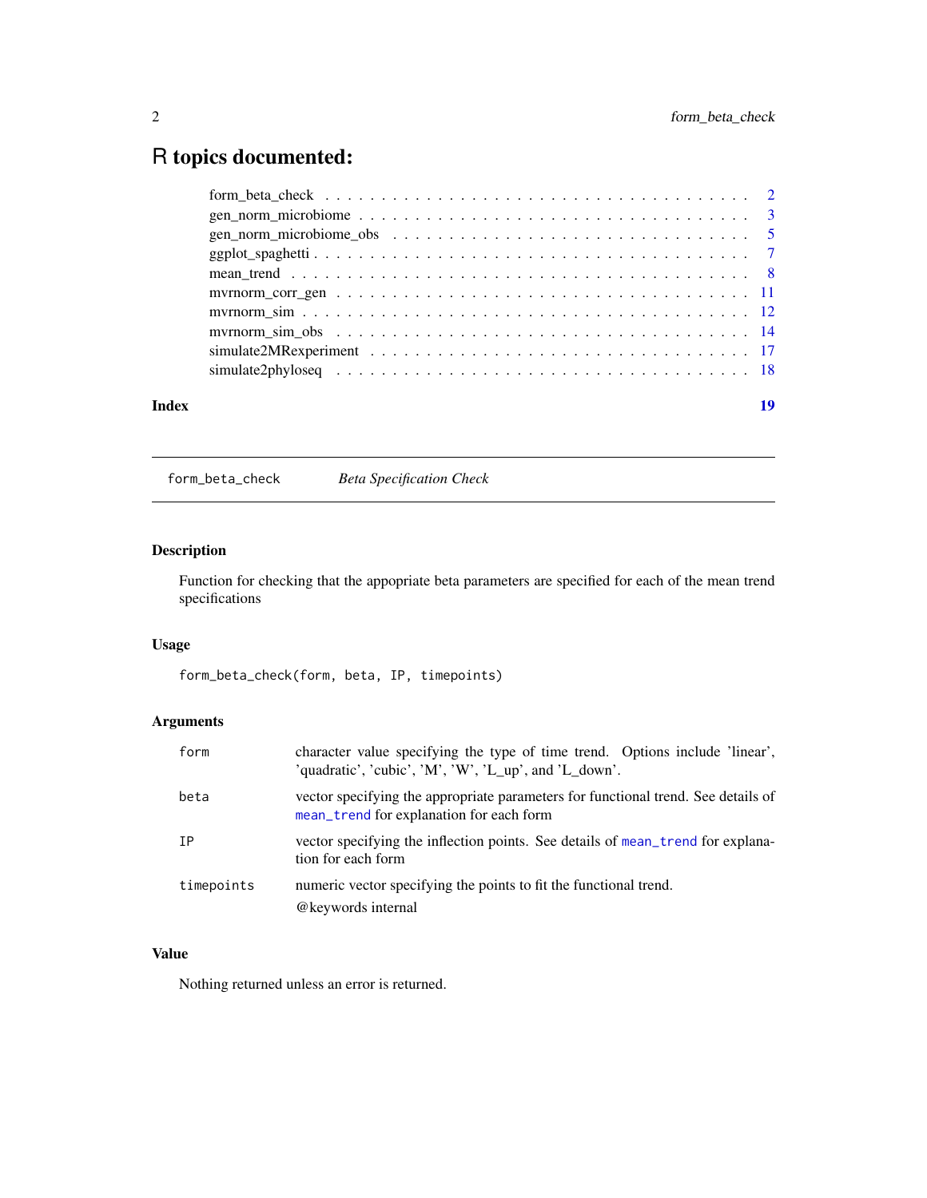# R topics documented:

| | |
|---|---|
| form_beta_check | 2 |
| gen_norm_microbiome | 3 |
| gen_norm_microbiome_obs | 5 |
| ggplot_spaghetti | 7 |
| mean_trend | 8 |
| mvrnorm_corr_gen | 11 |
| mvrnorm_sim | 12 |
| mvrnorm_sim_obs | 14 |
| simulate2MRexperiment | 17 |
| simulate2phyloseq | 18 |
| **Index** | **19** |

---

`form_beta_check` *Beta Specification Check*

---

## Description

Function for checking that the appopriate beta parameters are specified for each of the mean trend specifications

## Usage

```
form_beta_check(form, beta, IP, timepoints)
```

## Arguments

| | |
|---|---|
| `form` | character value specifying the type of time trend. Options include 'linear', 'quadratic', 'cubic', 'M', 'W', 'L_up', and 'L_down'. |
| `beta` | vector specifying the appropriate parameters for functional trend. See details of `mean_trend` for explanation for each form |
| `IP` | vector specifying the inflection points. See details of `mean_trend` for explanation for each form |
| `timepoints` | numeric vector specifying the points to fit the functional trend. @keywords internal |

## Value

Nothing returned unless an error is returned.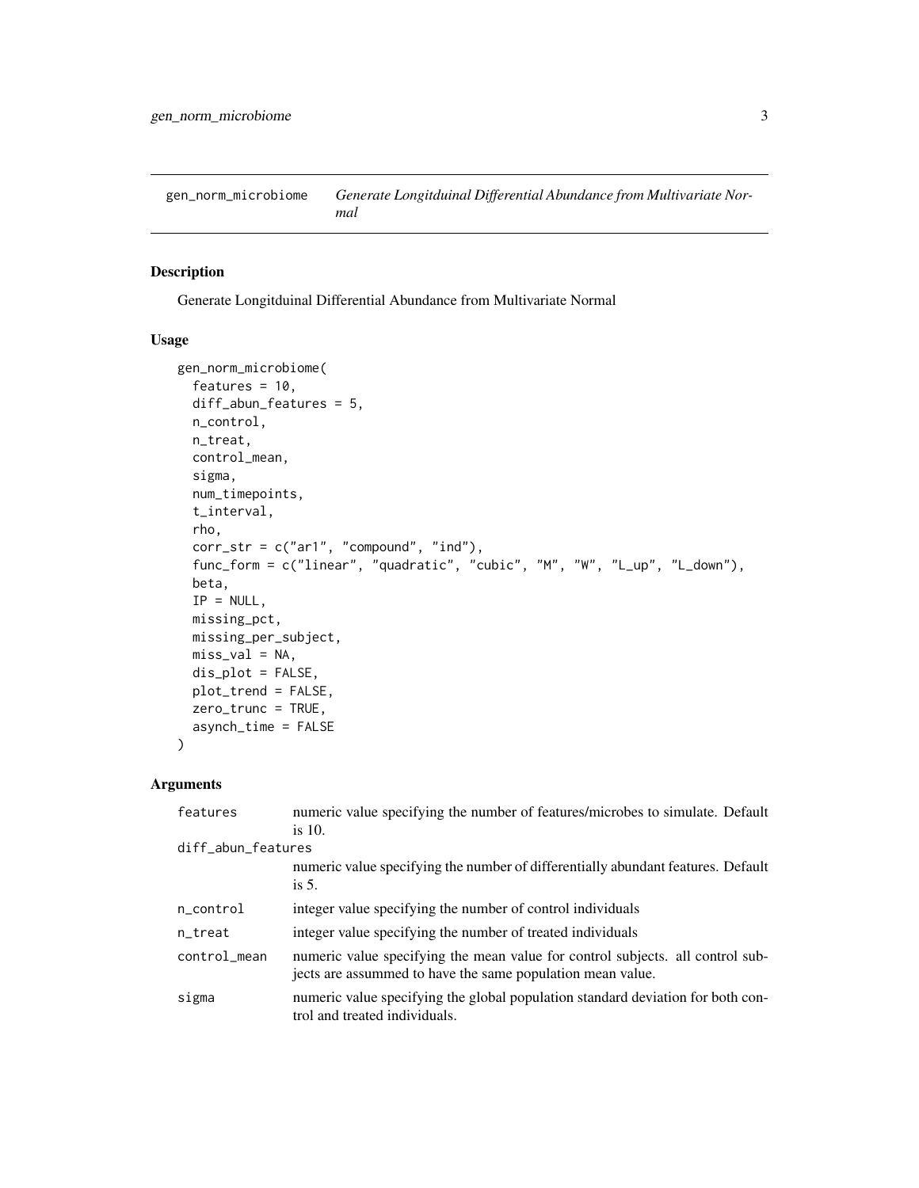## gen_norm_microbiome — *Generate Longitduinal Differential Abundance from Multivariate Normal*

### Description

Generate Longitduinal Differential Abundance from Multivariate Normal

### Usage

```
gen_norm_microbiome(
  features = 10,
  diff_abun_features = 5,
  n_control,
  n_treat,
  control_mean,
  sigma,
  num_timepoints,
  t_interval,
  rho,
  corr_str = c("ar1", "compound", "ind"),
  func_form = c("linear", "quadratic", "cubic", "M", "W", "L_up", "L_down"),
  beta,
  IP = NULL,
  missing_pct,
  missing_per_subject,
  miss_val = NA,
  dis_plot = FALSE,
  plot_trend = FALSE,
  zero_trunc = TRUE,
  asynch_time = FALSE
)
```

### Arguments

| Argument | Description |
|---|---|
| features | numeric value specifying the number of features/microbes to simulate. Default is 10. |
| diff_abun_features | numeric value specifying the number of differentially abundant features. Default is 5. |
| n_control | integer value specifying the number of control individuals |
| n_treat | integer value specifying the number of treated individuals |
| control_mean | numeric value specifying the mean value for control subjects. all control subjects are assummed to have the same population mean value. |
| sigma | numeric value specifying the global population standard deviation for both control and treated individuals. |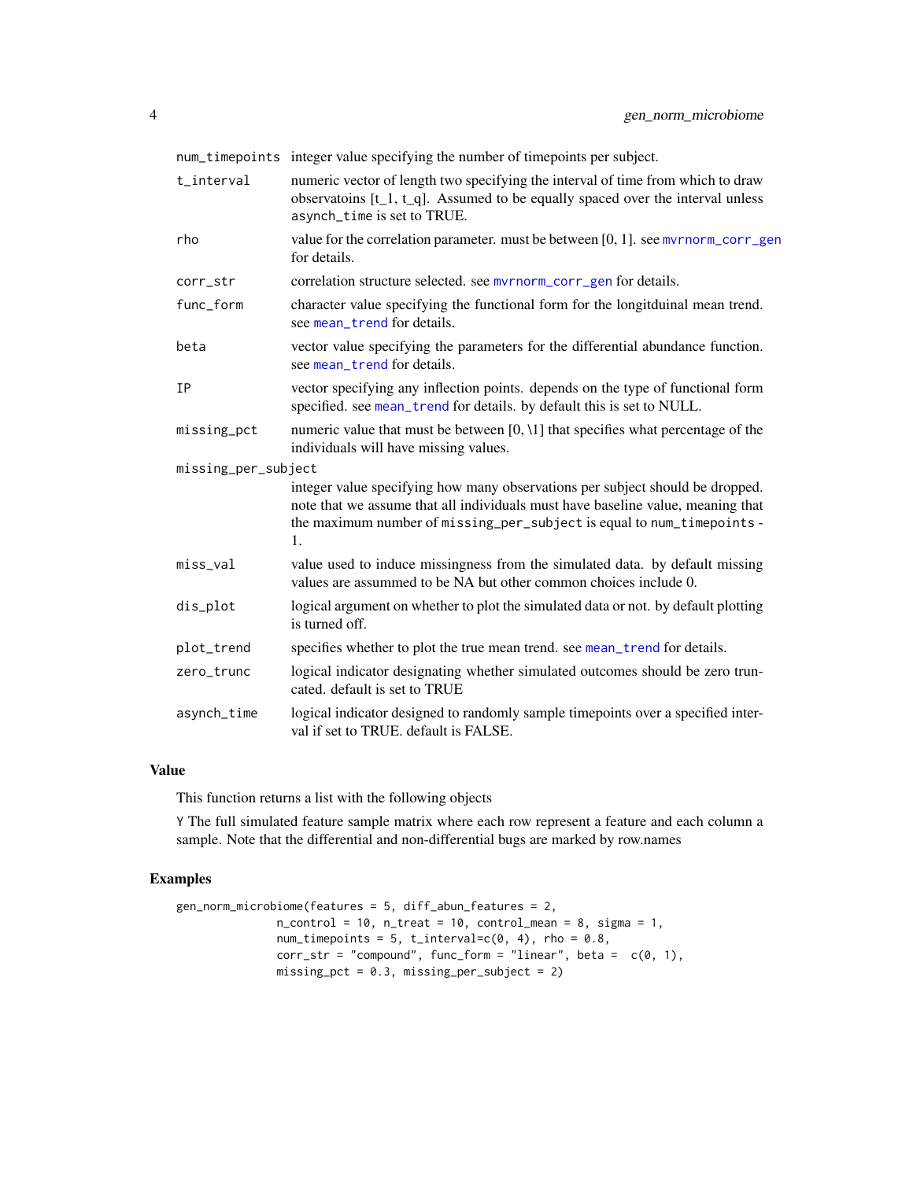| | |
|---|---|
| `num_timepoints` | integer value specifying the number of timepoints per subject. |
| `t_interval` | numeric vector of length two specifying the interval of time from which to draw observatoins [t_1, t_q]. Assumed to be equally spaced over the interval unless `asynch_time` is set to TRUE. |
| `rho` | value for the correlation parameter. must be between [0, 1]. see `mvrnorm_corr_gen` for details. |
| `corr_str` | correlation structure selected. see `mvrnorm_corr_gen` for details. |
| `func_form` | character value specifying the functional form for the longitduinal mean trend. see `mean_trend` for details. |
| `beta` | vector value specifying the parameters for the differential abundance function. see `mean_trend` for details. |
| `IP` | vector specifying any inflection points. depends on the type of functional form specified. see `mean_trend` for details. by default this is set to NULL. |
| `missing_pct` | numeric value that must be between [0, \1] that specifies what percentage of the individuals will have missing values. |
| `missing_per_subject` | integer value specifying how many observations per subject should be dropped. note that we assume that all individuals must have baseline value, meaning that the maximum number of `missing_per_subject` is equal to `num_timepoints` - 1. |
| `miss_val` | value used to induce missingness from the simulated data. by default missing values are assummed to be NA but other common choices include 0. |
| `dis_plot` | logical argument on whether to plot the simulated data or not. by default plotting is turned off. |
| `plot_trend` | specifies whether to plot the true mean trend. see `mean_trend` for details. |
| `zero_trunc` | logical indicator designating whether simulated outcomes should be zero truncated. default is set to TRUE |
| `asynch_time` | logical indicator designed to randomly sample timepoints over a specified interval if set to TRUE. default is FALSE. |

### Value

This function returns a list with the following objects

`Y` The full simulated feature sample matrix where each row represent a feature and each column a sample. Note that the differential and non-differential bugs are marked by row.names

### Examples

```
gen_norm_microbiome(features = 5, diff_abun_features = 2,
              n_control = 10, n_treat = 10, control_mean = 8, sigma = 1,
              num_timepoints = 5, t_interval=c(0, 4), rho = 0.8,
              corr_str = "compound", func_form = "linear", beta =  c(0, 1),
              missing_pct = 0.3, missing_per_subject = 2)
```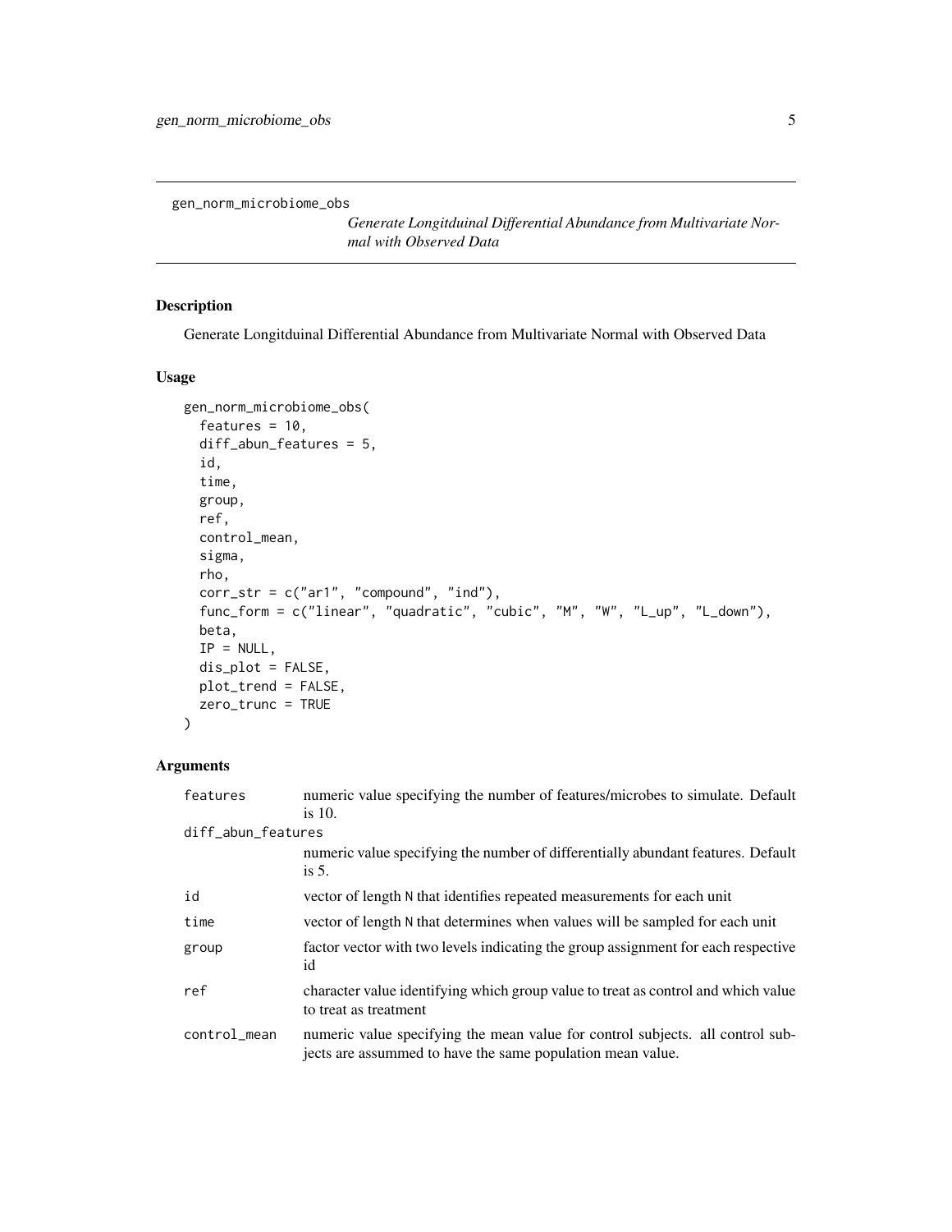`gen_norm_microbiome_obs`

*Generate Longitduinal Differential Abundance from Multivariate Normal with Observed Data*

## Description

Generate Longitduinal Differential Abundance from Multivariate Normal with Observed Data

## Usage

```
gen_norm_microbiome_obs(
  features = 10,
  diff_abun_features = 5,
  id,
  time,
  group,
  ref,
  control_mean,
  sigma,
  rho,
  corr_str = c("ar1", "compound", "ind"),
  func_form = c("linear", "quadratic", "cubic", "M", "W", "L_up", "L_down"),
  beta,
  IP = NULL,
  dis_plot = FALSE,
  plot_trend = FALSE,
  zero_trunc = TRUE
)
```

## Arguments

| | |
|---|---|
| `features` | numeric value specifying the number of features/microbes to simulate. Default is 10. |
| `diff_abun_features` | numeric value specifying the number of differentially abundant features. Default is 5. |
| `id` | vector of length `N` that identifies repeated measurements for each unit |
| `time` | vector of length `N` that determines when values will be sampled for each unit |
| `group` | factor vector with two levels indicating the group assignment for each respective id |
| `ref` | character value identifying which group value to treat as control and which value to treat as treatment |
| `control_mean` | numeric value specifying the mean value for control subjects. all control subjects are assummed to have the same population mean value. |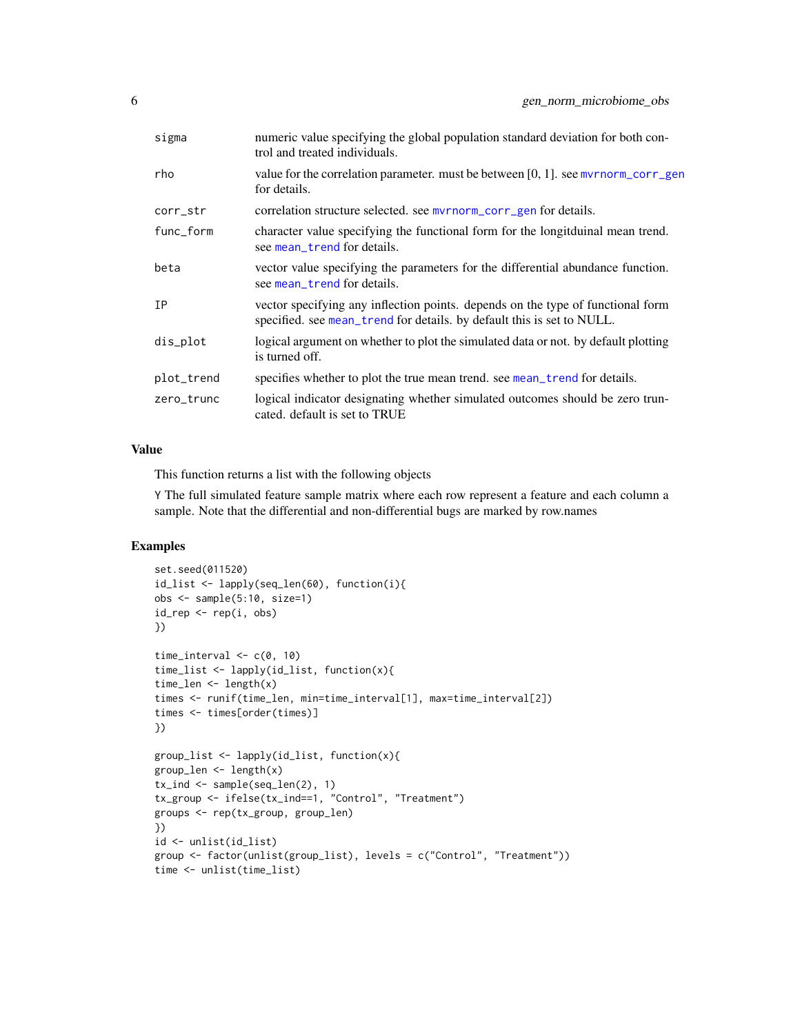| | |
|---|---|
| sigma | numeric value specifying the global population standard deviation for both control and treated individuals. |
| rho | value for the correlation parameter. must be between [0, 1]. see mvrnorm_corr_gen for details. |
| corr_str | correlation structure selected. see mvrnorm_corr_gen for details. |
| func_form | character value specifying the functional form for the longitduinal mean trend. see mean_trend for details. |
| beta | vector value specifying the parameters for the differential abundance function. see mean_trend for details. |
| IP | vector specifying any inflection points. depends on the type of functional form specified. see mean_trend for details. by default this is set to NULL. |
| dis_plot | logical argument on whether to plot the simulated data or not. by default plotting is turned off. |
| plot_trend | specifies whether to plot the true mean trend. see mean_trend for details. |
| zero_trunc | logical indicator designating whether simulated outcomes should be zero truncated. default is set to TRUE |

## Value

This function returns a list with the following objects

Y The full simulated feature sample matrix where each row represent a feature and each column a sample. Note that the differential and non-differential bugs are marked by row.names

## Examples

```
set.seed(011520)
id_list <- lapply(seq_len(60), function(i){
obs <- sample(5:10, size=1)
id_rep <- rep(i, obs)
})

time_interval <- c(0, 10)
time_list <- lapply(id_list, function(x){
time_len <- length(x)
times <- runif(time_len, min=time_interval[1], max=time_interval[2])
times <- times[order(times)]
})

group_list <- lapply(id_list, function(x){
group_len <- length(x)
tx_ind <- sample(seq_len(2), 1)
tx_group <- ifelse(tx_ind==1, "Control", "Treatment")
groups <- rep(tx_group, group_len)
})
id <- unlist(id_list)
group <- factor(unlist(group_list), levels = c("Control", "Treatment"))
time <- unlist(time_list)
```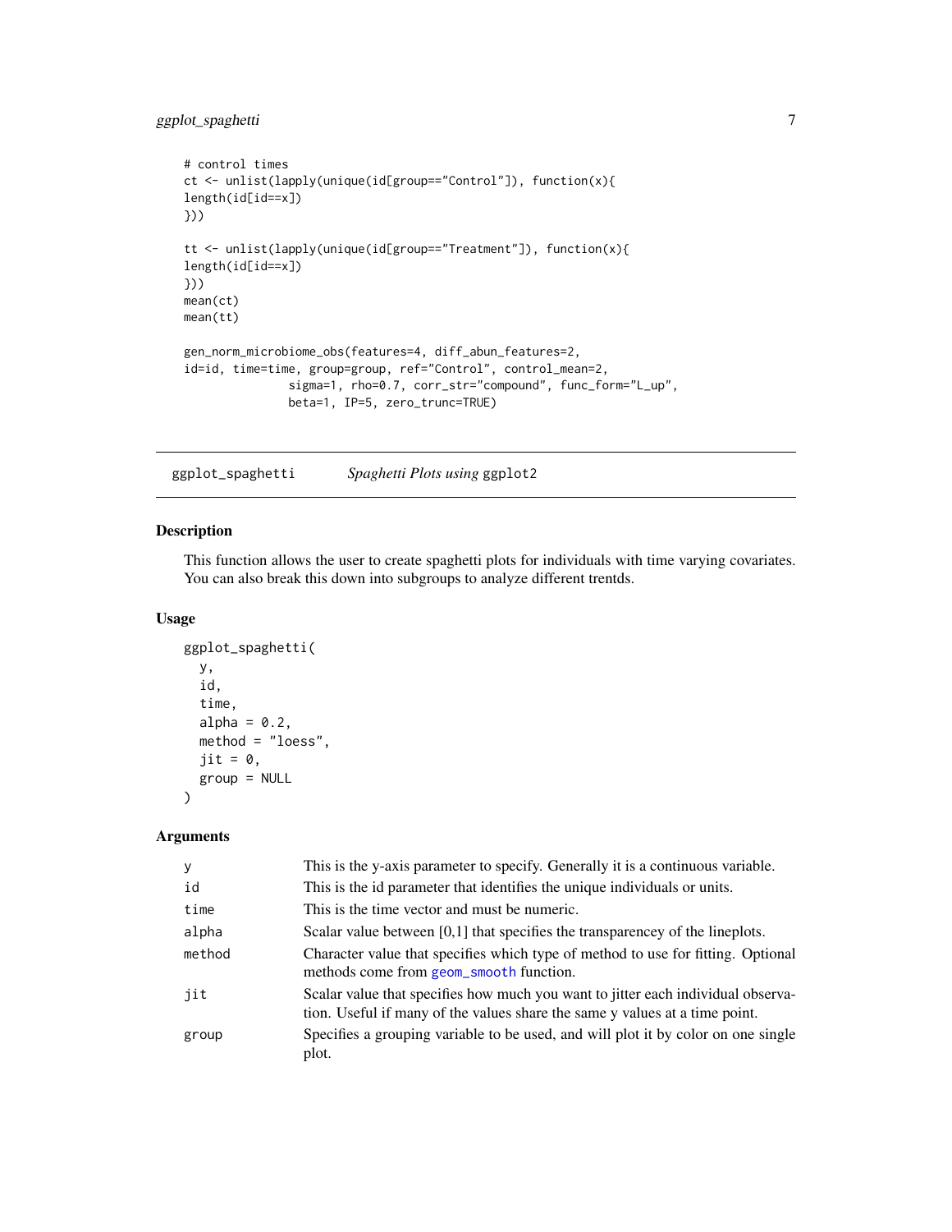```
# control times
ct <- unlist(lapply(unique(id[group=="Control"]), function(x){
length(id[id==x])
}))

tt <- unlist(lapply(unique(id[group=="Treatment"]), function(x){
length(id[id==x])
}))
mean(ct)
mean(tt)

gen_norm_microbiome_obs(features=4, diff_abun_features=2,
id=id, time=time, group=group, ref="Control", control_mean=2,
             sigma=1, rho=0.7, corr_str="compound", func_form="L_up",
             beta=1, IP=5, zero_trunc=TRUE)
```

---

## ggplot_spaghetti — *Spaghetti Plots using* ggplot2

### Description

This function allows the user to create spaghetti plots for individuals with time varying covariates. You can also break this down into subgroups to analyze different trentds.

### Usage

```
ggplot_spaghetti(
  y,
  id,
  time,
  alpha = 0.2,
  method = "loess",
  jit = 0,
  group = NULL
)
```

### Arguments

| | |
|---|---|
| y | This is the y-axis parameter to specify. Generally it is a continuous variable. |
| id | This is the id parameter that identifies the unique individuals or units. |
| time | This is the time vector and must be numeric. |
| alpha | Scalar value between [0,1] that specifies the transparencey of the lineplots. |
| method | Character value that specifies which type of method to use for fitting. Optional methods come from `geom_smooth` function. |
| jit | Scalar value that specifies how much you want to jitter each individual observation. Useful if many of the values share the same y values at a time point. |
| group | Specifies a grouping variable to be used, and will plot it by color on one single plot. |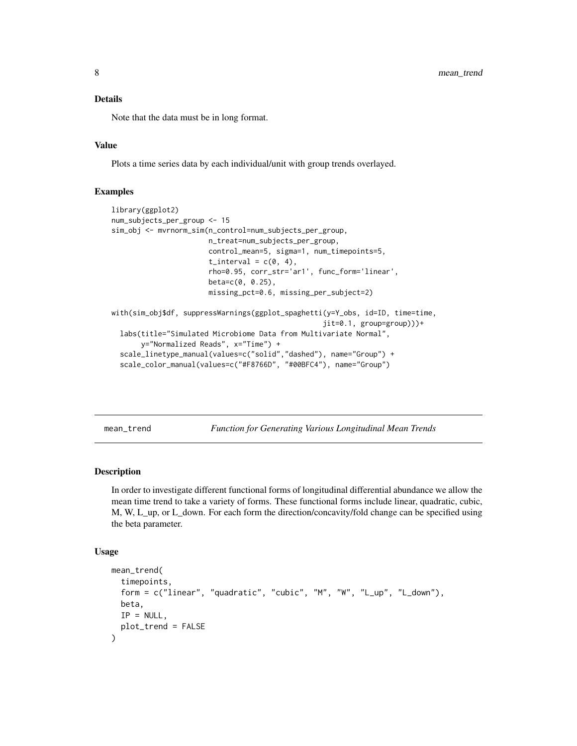### Details

Note that the data must be in long format.

### Value

Plots a time series data by each individual/unit with group trends overlayed.

### Examples

```
library(ggplot2)
num_subjects_per_group <- 15
sim_obj <- mvrnorm_sim(n_control=num_subjects_per_group,
                       n_treat=num_subjects_per_group,
                       control_mean=5, sigma=1, num_timepoints=5,
                       t_interval = c(0, 4),
                       rho=0.95, corr_str='ar1', func_form='linear',
                       beta=c(0, 0.25),
                       missing_pct=0.6, missing_per_subject=2)

with(sim_obj$df, suppressWarnings(ggplot_spaghetti(y=Y_obs, id=ID, time=time,
                                                   jit=0.1, group=group)))+
  labs(title="Simulated Microbiome Data from Multivariate Normal",
       y="Normalized Reads", x="Time") +
  scale_linetype_manual(values=c("solid","dashed"), name="Group") +
  scale_color_manual(values=c("#F8766D", "#00BFC4"), name="Group")
```

---

## mean_trend *Function for Generating Various Longitudinal Mean Trends*

### Description

In order to investigate different functional forms of longitudinal differential abundance we allow the mean time trend to take a variety of forms. These functional forms include linear, quadratic, cubic, M, W, L_up, or L_down. For each form the direction/concavity/fold change can be specified using the beta parameter.

### Usage

```
mean_trend(
  timepoints,
  form = c("linear", "quadratic", "cubic", "M", "W", "L_up", "L_down"),
  beta,
  IP = NULL,
  plot_trend = FALSE
)
```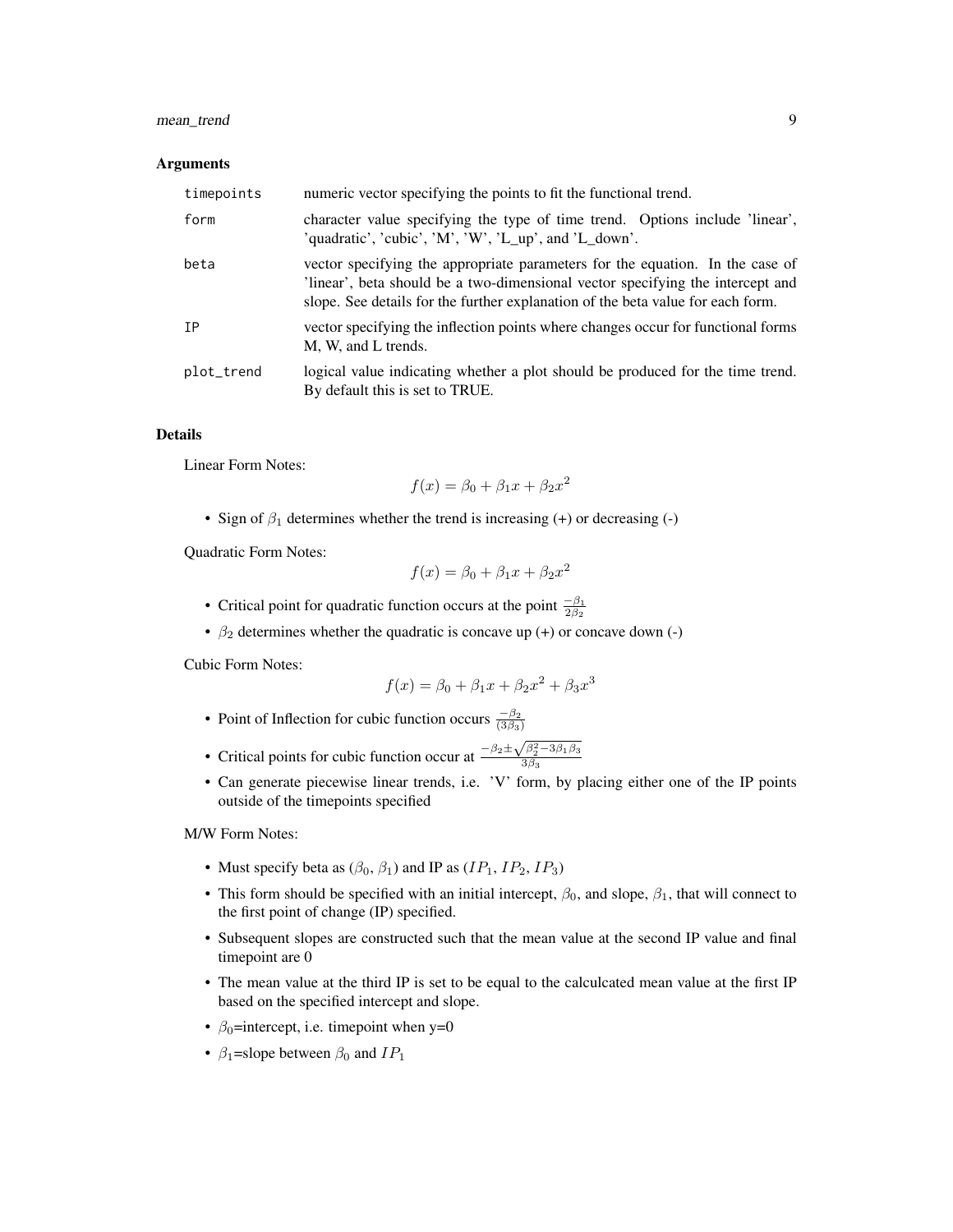## Arguments

| | |
|---|---|
| timepoints | numeric vector specifying the points to fit the functional trend. |
| form | character value specifying the type of time trend. Options include 'linear', 'quadratic', 'cubic', 'M', 'W', 'L_up', and 'L_down'. |
| beta | vector specifying the appropriate parameters for the equation. In the case of 'linear', beta should be a two-dimensional vector specifying the intercept and slope. See details for the further explanation of the beta value for each form. |
| IP | vector specifying the inflection points where changes occur for functional forms M, W, and L trends. |
| plot_trend | logical value indicating whether a plot should be produced for the time trend. By default this is set to TRUE. |

## Details

Linear Form Notes:

$$f(x) = \beta_0 + \beta_1 x + \beta_2 x^2$$

- Sign of $\beta_1$ determines whether the trend is increasing (+) or decreasing (-)

Quadratic Form Notes:

$$f(x) = \beta_0 + \beta_1 x + \beta_2 x^2$$

- Critical point for quadratic function occurs at the point $\frac{-\beta_1}{2\beta_2}$
- $\beta_2$ determines whether the quadratic is concave up (+) or concave down (-)

Cubic Form Notes:

$$f(x) = \beta_0 + \beta_1 x + \beta_2 x^2 + \beta_3 x^3$$

- Point of Inflection for cubic function occurs $\frac{-\beta_2}{(3\beta_3)}$
- Critical points for cubic function occur at $\frac{-\beta_2 \pm \sqrt{\beta_2^2 - 3\beta_1\beta_3}}{3\beta_3}$
- Can generate piecewise linear trends, i.e. 'V' form, by placing either one of the IP points outside of the timepoints specified

M/W Form Notes:

- Must specify beta as ($\beta_0$, $\beta_1$) and IP as ($IP_1$, $IP_2$, $IP_3$)
- This form should be specified with an initial intercept, $\beta_0$, and slope, $\beta_1$, that will connect to the first point of change (IP) specified.
- Subsequent slopes are constructed such that the mean value at the second IP value and final timepoint are 0
- The mean value at the third IP is set to be equal to the calculcated mean value at the first IP based on the specified intercept and slope.
- $\beta_0$=intercept, i.e. timepoint when y=0
- $\beta_1$=slope between $\beta_0$ and $IP_1$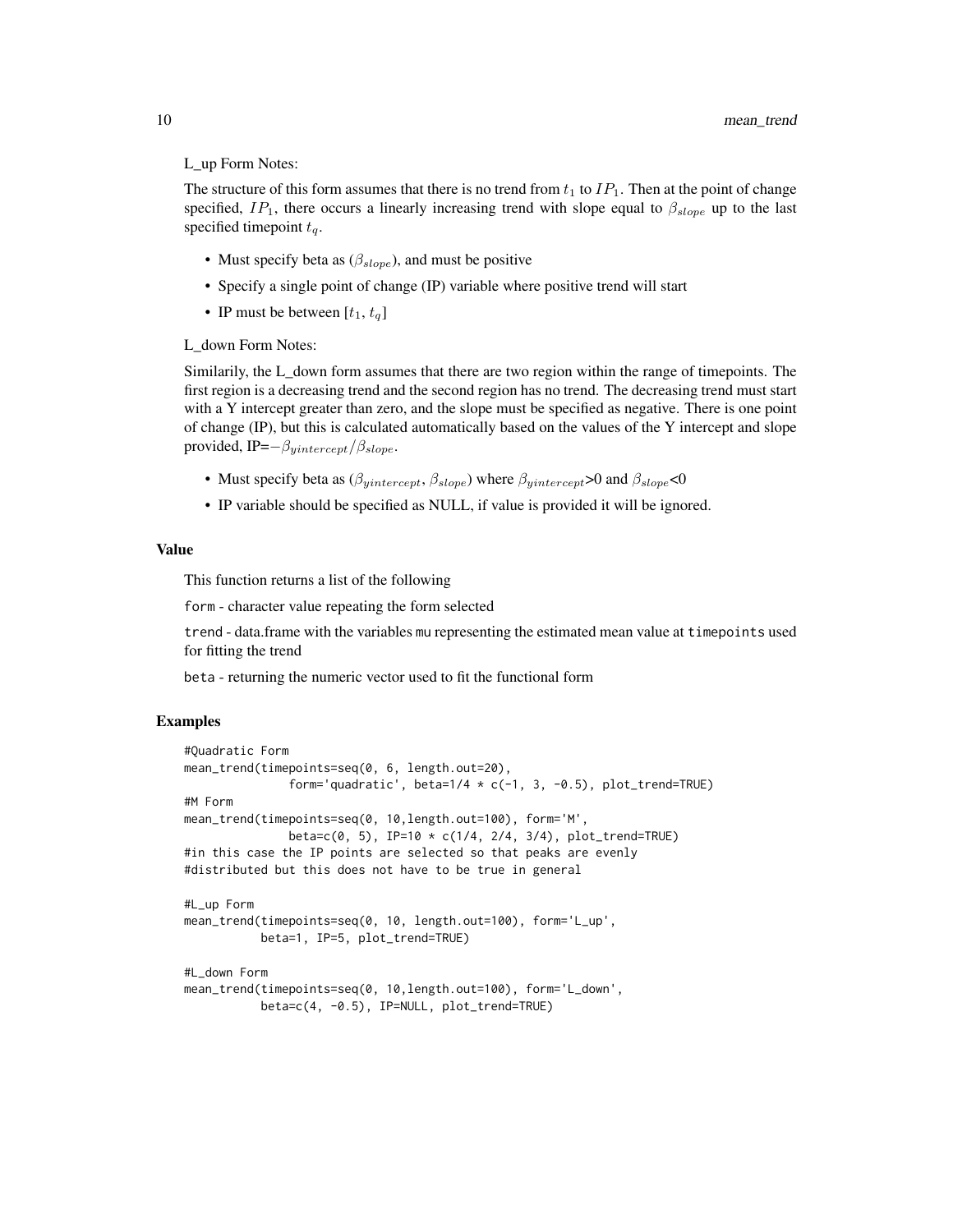L_up Form Notes:

The structure of this form assumes that there is no trend from $t_1$ to $IP_1$. Then at the point of change specified, $IP_1$, there occurs a linearly increasing trend with slope equal to $\beta_{slope}$ up to the last specified timepoint $t_q$.

- Must specify beta as ($\beta_{slope}$), and must be positive
- Specify a single point of change (IP) variable where positive trend will start
- IP must be between [$t_1$, $t_q$]

L_down Form Notes:

Similarily, the L_down form assumes that there are two region within the range of timepoints. The first region is a decreasing trend and the second region has no trend. The decreasing trend must start with a Y intercept greater than zero, and the slope must be specified as negative. There is one point of change (IP), but this is calculated automatically based on the values of the Y intercept and slope provided, IP=$-\beta_{yintercept}/\beta_{slope}$.

- Must specify beta as ($\beta_{yintercept}$, $\beta_{slope}$) where $\beta_{yintercept}$>0 and $\beta_{slope}$<0
- IP variable should be specified as NULL, if value is provided it will be ignored.

### Value

This function returns a list of the following

`form` - character value repeating the form selected

`trend` - data.frame with the variables `mu` representing the estimated mean value at `timepoints` used for fitting the trend

`beta` - returning the numeric vector used to fit the functional form

### Examples

```
#Quadratic Form
mean_trend(timepoints=seq(0, 6, length.out=20),
              form='quadratic', beta=1/4 * c(-1, 3, -0.5), plot_trend=TRUE)
#M Form
mean_trend(timepoints=seq(0, 10,length.out=100), form='M',
              beta=c(0, 5), IP=10 * c(1/4, 2/4, 3/4), plot_trend=TRUE)
#in this case the IP points are selected so that peaks are evenly
#distributed but this does not have to be true in general

#L_up Form
mean_trend(timepoints=seq(0, 10, length.out=100), form='L_up',
          beta=1, IP=5, plot_trend=TRUE)

#L_down Form
mean_trend(timepoints=seq(0, 10,length.out=100), form='L_down',
          beta=c(4, -0.5), IP=NULL, plot_trend=TRUE)
```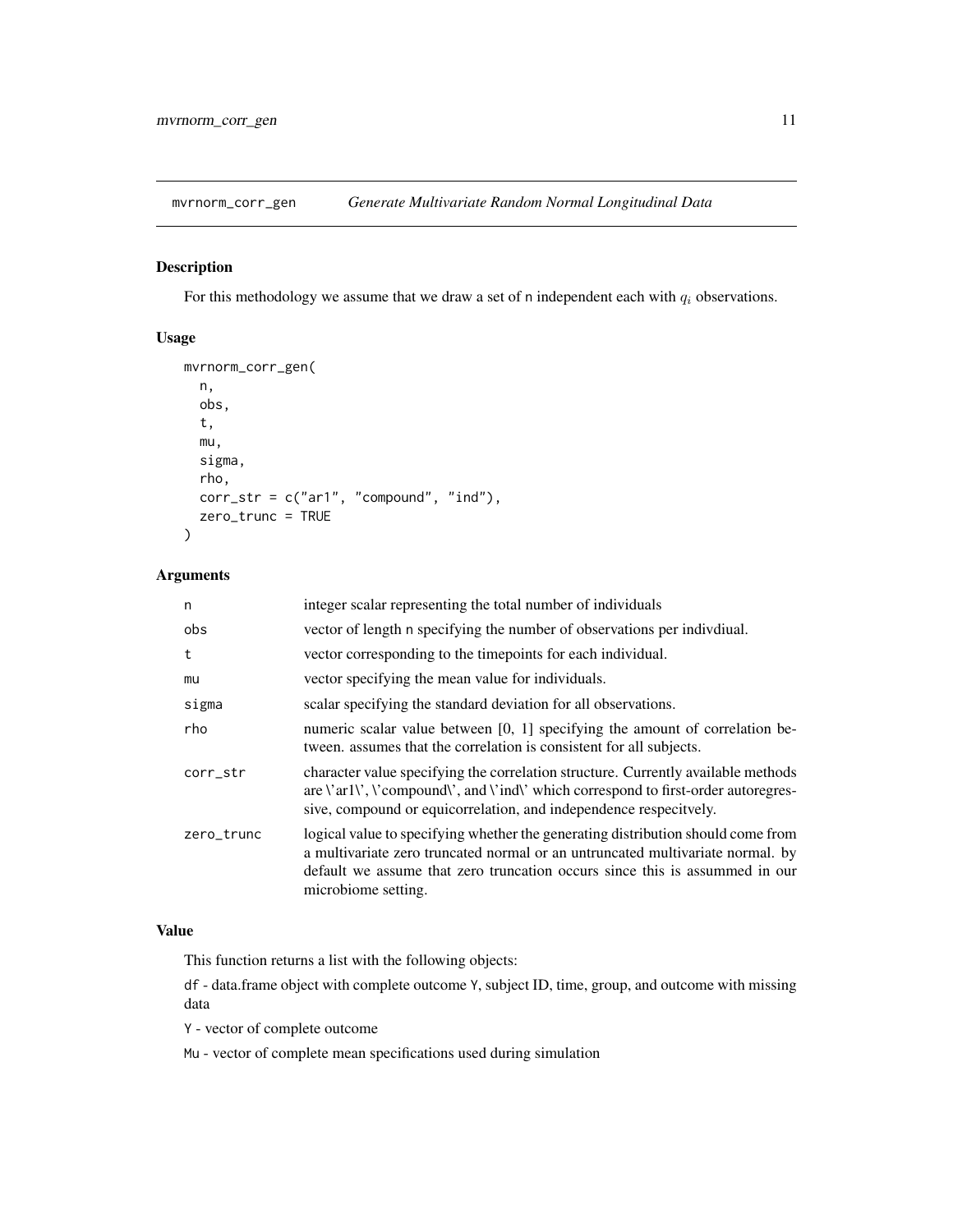# mvrnorm_corr_gen — *Generate Multivariate Random Normal Longitudinal Data*

## Description

For this methodology we assume that we draw a set of n independent each with $q_i$ observations.

## Usage

```
mvrnorm_corr_gen(
  n,
  obs,
  t,
  mu,
  sigma,
  rho,
  corr_str = c("ar1", "compound", "ind"),
  zero_trunc = TRUE
)
```

## Arguments

| | |
|---|---|
| n | integer scalar representing the total number of individuals |
| obs | vector of length n specifying the number of observations per indivdiual. |
| t | vector corresponding to the timepoints for each individual. |
| mu | vector specifying the mean value for individuals. |
| sigma | scalar specifying the standard deviation for all observations. |
| rho | numeric scalar value between [0, 1] specifying the amount of correlation between. assumes that the correlation is consistent for all subjects. |
| corr_str | character value specifying the correlation structure. Currently available methods are \'ar1\', \'compound\', and \'ind\' which correspond to first-order autoregressive, compound or equicorrelation, and independence respecitvely. |
| zero_trunc | logical value to specifying whether the generating distribution should come from a multivariate zero truncated normal or an untruncated multivariate normal. by default we assume that zero truncation occurs since this is assummed in our microbiome setting. |

## Value

This function returns a list with the following objects:

df - data.frame object with complete outcome Y, subject ID, time, group, and outcome with missing data

Y - vector of complete outcome

Mu - vector of complete mean specifications used during simulation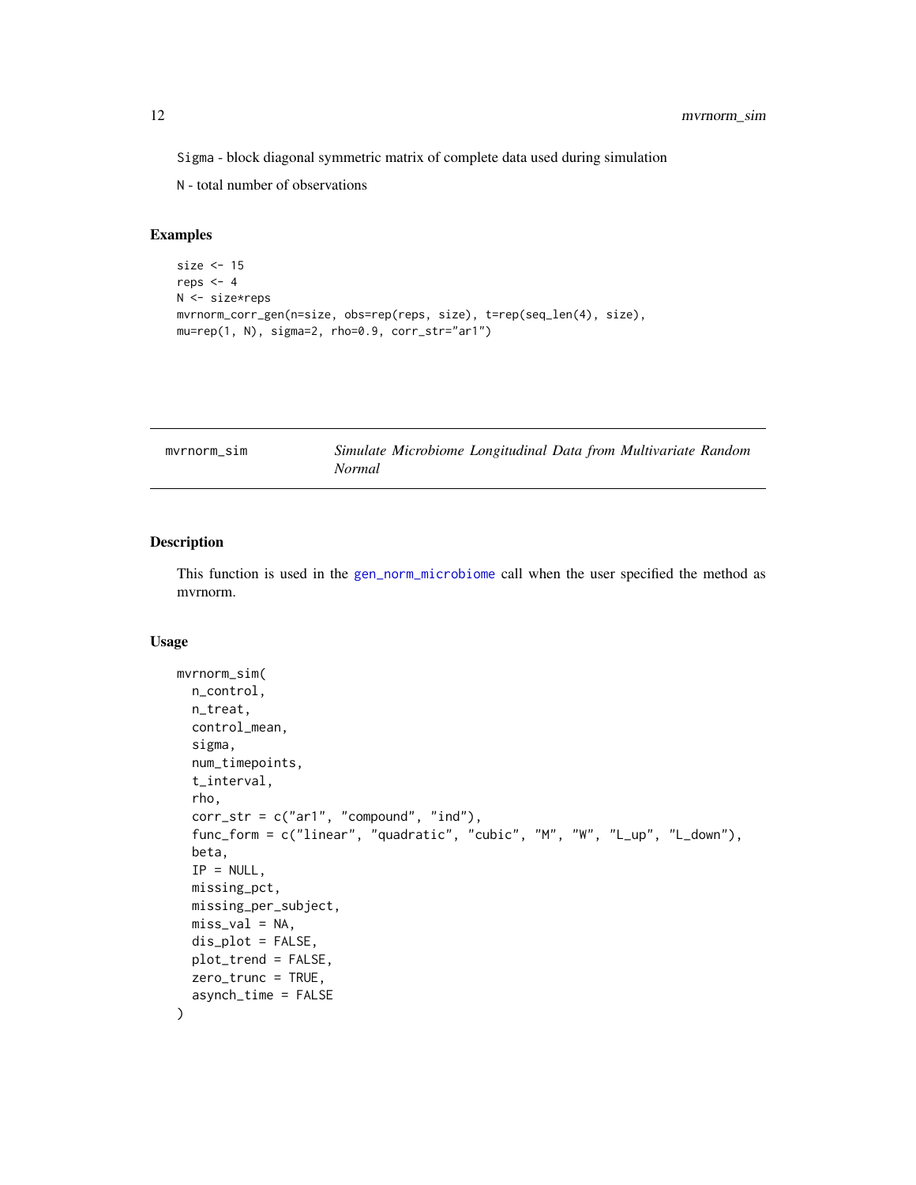Sigma - block diagonal symmetric matrix of complete data used during simulation

N - total number of observations

### Examples

```
size <- 15
reps <- 4
N <- size*reps
mvrnorm_corr_gen(n=size, obs=rep(reps, size), t=rep(seq_len(4), size),
mu=rep(1, N), sigma=2, rho=0.9, corr_str="ar1")
```

---

## mvrnorm_sim *Simulate Microbiome Longitudinal Data from Multivariate Random Normal*

---

### Description

This function is used in the gen_norm_microbiome call when the user specified the method as mvrnorm.

### Usage

```
mvrnorm_sim(
  n_control,
  n_treat,
  control_mean,
  sigma,
  num_timepoints,
  t_interval,
  rho,
  corr_str = c("ar1", "compound", "ind"),
  func_form = c("linear", "quadratic", "cubic", "M", "W", "L_up", "L_down"),
  beta,
  IP = NULL,
  missing_pct,
  missing_per_subject,
  miss_val = NA,
  dis_plot = FALSE,
  plot_trend = FALSE,
  zero_trunc = TRUE,
  asynch_time = FALSE
)
```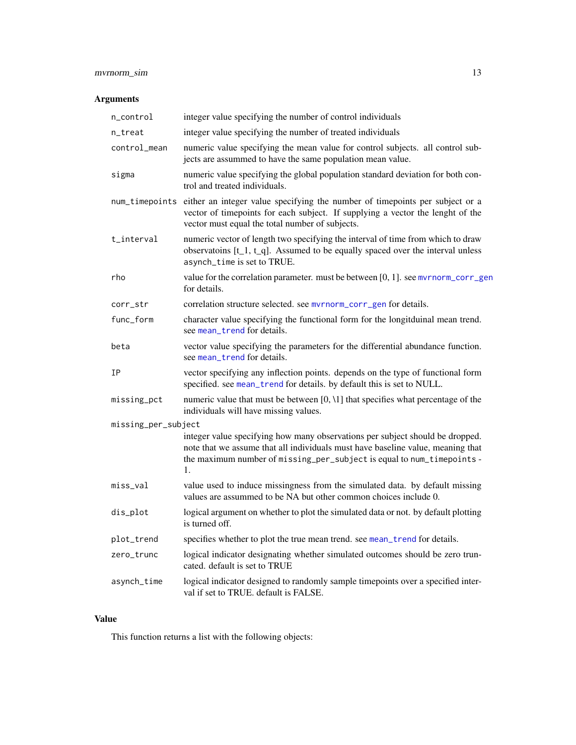## Arguments

| | |
|---|---|
| `n_control` | integer value specifying the number of control individuals |
| `n_treat` | integer value specifying the number of treated individuals |
| `control_mean` | numeric value specifying the mean value for control subjects. all control subjects are assummed to have the same population mean value. |
| `sigma` | numeric value specifying the global population standard deviation for both control and treated individuals. |
| `num_timepoints` | either an integer value specifying the number of timepoints per subject or a vector of timepoints for each subject. If supplying a vector the lenght of the vector must equal the total number of subjects. |
| `t_interval` | numeric vector of length two specifying the interval of time from which to draw observatoins [t_1, t_q]. Assumed to be equally spaced over the interval unless `asynch_time` is set to TRUE. |
| `rho` | value for the correlation parameter. must be between [0, 1]. see `mvrnorm_corr_gen` for details. |
| `corr_str` | correlation structure selected. see `mvrnorm_corr_gen` for details. |
| `func_form` | character value specifying the functional form for the longitduinal mean trend. see `mean_trend` for details. |
| `beta` | vector value specifying the parameters for the differential abundance function. see `mean_trend` for details. |
| `IP` | vector specifying any inflection points. depends on the type of functional form specified. see `mean_trend` for details. by default this is set to NULL. |
| `missing_pct` | numeric value that must be between [0, \1] that specifies what percentage of the individuals will have missing values. |
| `missing_per_subject` | integer value specifying how many observations per subject should be dropped. note that we assume that all individuals must have baseline value, meaning that the maximum number of `missing_per_subject` is equal to `num_timepoints` - 1. |
| `miss_val` | value used to induce missingness from the simulated data. by default missing values are assummed to be NA but other common choices include 0. |
| `dis_plot` | logical argument on whether to plot the simulated data or not. by default plotting is turned off. |
| `plot_trend` | specifies whether to plot the true mean trend. see `mean_trend` for details. |
| `zero_trunc` | logical indicator designating whether simulated outcomes should be zero truncated. default is set to TRUE |
| `asynch_time` | logical indicator designed to randomly sample timepoints over a specified interval if set to TRUE. default is FALSE. |

## Value

This function returns a list with the following objects: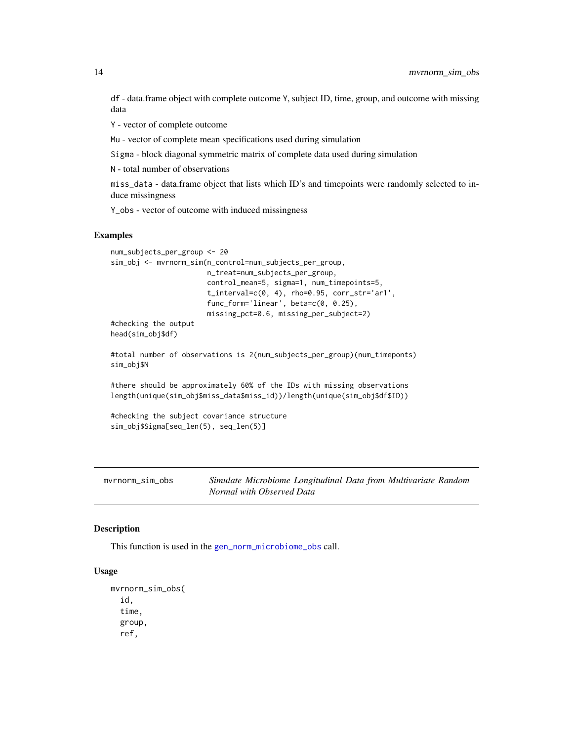`df` - data.frame object with complete outcome `Y`, subject ID, time, group, and outcome with missing data

`Y` - vector of complete outcome

`Mu` - vector of complete mean specifications used during simulation

`Sigma` - block diagonal symmetric matrix of complete data used during simulation

`N` - total number of observations

`miss_data` - data.frame object that lists which ID's and timepoints were randomly selected to induce missingness

`Y_obs` - vector of outcome with induced missingness

## Examples

```
num_subjects_per_group <- 20
sim_obj <- mvrnorm_sim(n_control=num_subjects_per_group,
                       n_treat=num_subjects_per_group,
                       control_mean=5, sigma=1, num_timepoints=5,
                       t_interval=c(0, 4), rho=0.95, corr_str='ar1',
                       func_form='linear', beta=c(0, 0.25),
                       missing_pct=0.6, missing_per_subject=2)
#checking the output
head(sim_obj$df)

#total number of observations is 2(num_subjects_per_group)(num_timeponts)
sim_obj$N

#there should be approximately 60% of the IDs with missing observations
length(unique(sim_obj$miss_data$miss_id))/length(unique(sim_obj$df$ID))

#checking the subject covariance structure
sim_obj$Sigma[seq_len(5), seq_len(5)]
```

---

# mvrnorm_sim_obs — *Simulate Microbiome Longitudinal Data from Multivariate Random Normal with Observed Data*

## Description

This function is used in the `gen_norm_microbiome_obs` call.

## Usage

```
mvrnorm_sim_obs(
  id,
  time,
  group,
  ref,
```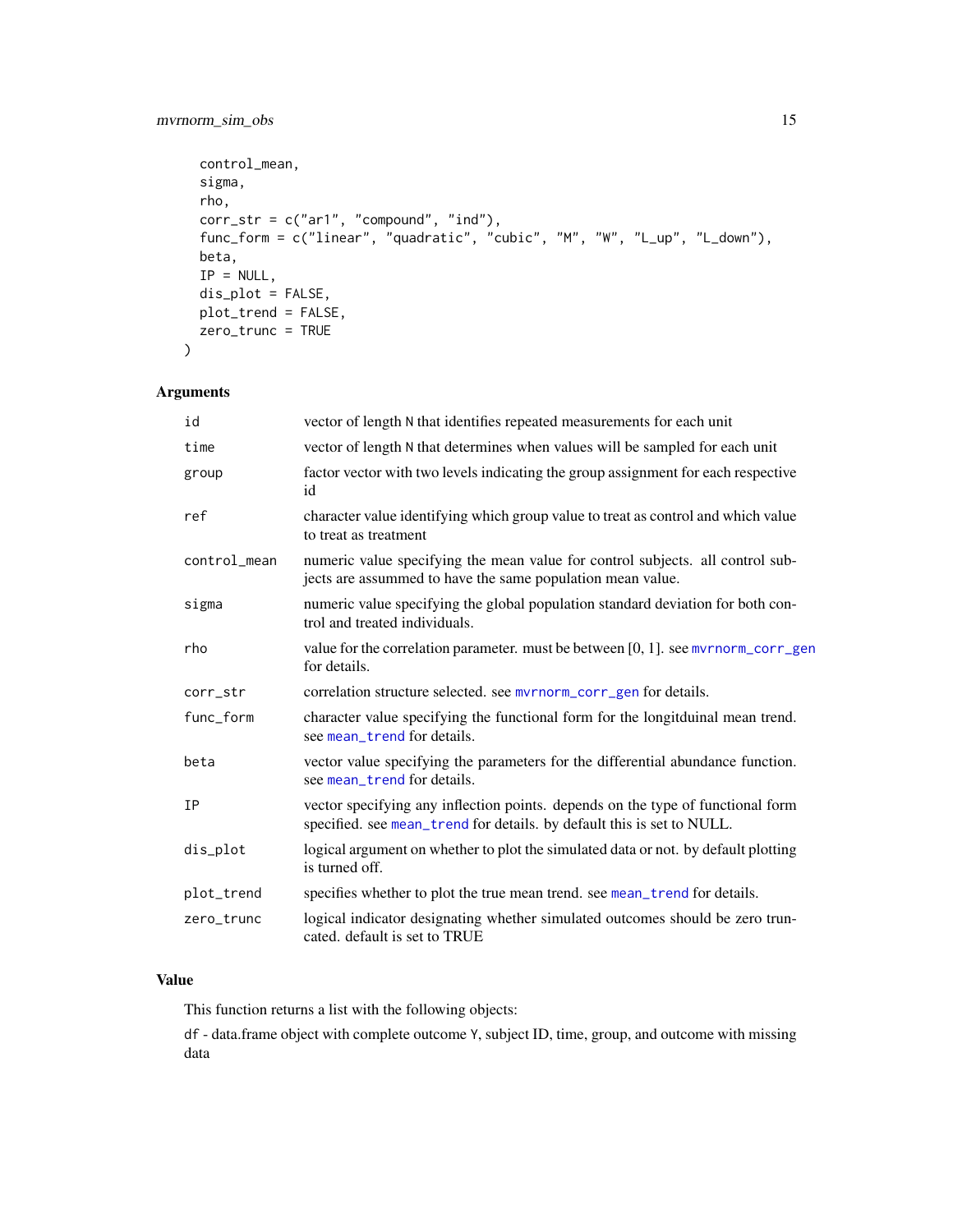```
  control_mean,
  sigma,
  rho,
  corr_str = c("ar1", "compound", "ind"),
  func_form = c("linear", "quadratic", "cubic", "M", "W", "L_up", "L_down"),
  beta,
  IP = NULL,
  dis_plot = FALSE,
  plot_trend = FALSE,
  zero_trunc = TRUE
)
```

## Arguments

| | |
|---|---|
| id | vector of length N that identifies repeated measurements for each unit |
| time | vector of length N that determines when values will be sampled for each unit |
| group | factor vector with two levels indicating the group assignment for each respective id |
| ref | character value identifying which group value to treat as control and which value to treat as treatment |
| control_mean | numeric value specifying the mean value for control subjects. all control subjects are assummed to have the same population mean value. |
| sigma | numeric value specifying the global population standard deviation for both control and treated individuals. |
| rho | value for the correlation parameter. must be between [0, 1]. see mvrnorm_corr_gen for details. |
| corr_str | correlation structure selected. see mvrnorm_corr_gen for details. |
| func_form | character value specifying the functional form for the longitduinal mean trend. see mean_trend for details. |
| beta | vector value specifying the parameters for the differential abundance function. see mean_trend for details. |
| IP | vector specifying any inflection points. depends on the type of functional form specified. see mean_trend for details. by default this is set to NULL. |
| dis_plot | logical argument on whether to plot the simulated data or not. by default plotting is turned off. |
| plot_trend | specifies whether to plot the true mean trend. see mean_trend for details. |
| zero_trunc | logical indicator designating whether simulated outcomes should be zero truncated. default is set to TRUE |

## Value

This function returns a list with the following objects:

df - data.frame object with complete outcome Y, subject ID, time, group, and outcome with missing data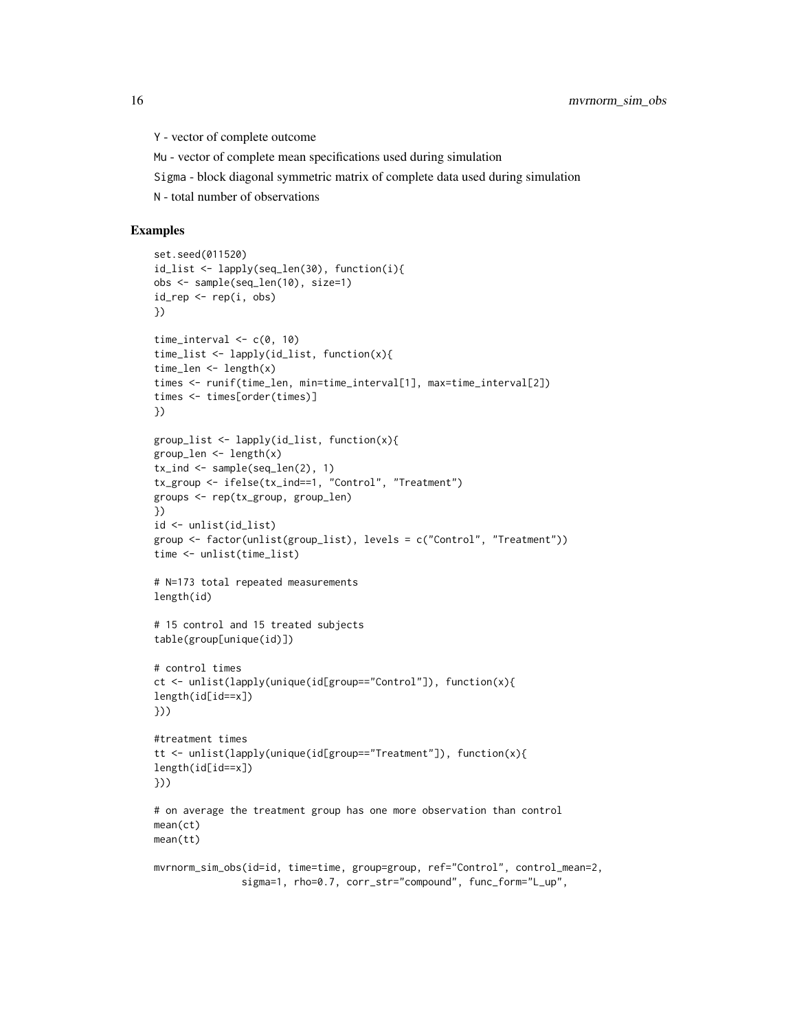Y - vector of complete outcome

Mu - vector of complete mean specifications used during simulation

Sigma - block diagonal symmetric matrix of complete data used during simulation

N - total number of observations

## Examples

```
set.seed(011520)
id_list <- lapply(seq_len(30), function(i){
obs <- sample(seq_len(10), size=1)
id_rep <- rep(i, obs)
})

time_interval <- c(0, 10)
time_list <- lapply(id_list, function(x){
time_len <- length(x)
times <- runif(time_len, min=time_interval[1], max=time_interval[2])
times <- times[order(times)]
})

group_list <- lapply(id_list, function(x){
group_len <- length(x)
tx_ind <- sample(seq_len(2), 1)
tx_group <- ifelse(tx_ind==1, "Control", "Treatment")
groups <- rep(tx_group, group_len)
})
id <- unlist(id_list)
group <- factor(unlist(group_list), levels = c("Control", "Treatment"))
time <- unlist(time_list)

# N=173 total repeated measurements
length(id)

# 15 control and 15 treated subjects
table(group[unique(id)])

# control times
ct <- unlist(lapply(unique(id[group=="Control"]), function(x){
length(id[id==x])
}))

#treatment times
tt <- unlist(lapply(unique(id[group=="Treatment"]), function(x){
length(id[id==x])
}))

# on average the treatment group has one more observation than control
mean(ct)
mean(tt)

mvrnorm_sim_obs(id=id, time=time, group=group, ref="Control", control_mean=2,
               sigma=1, rho=0.7, corr_str="compound", func_form="L_up",
```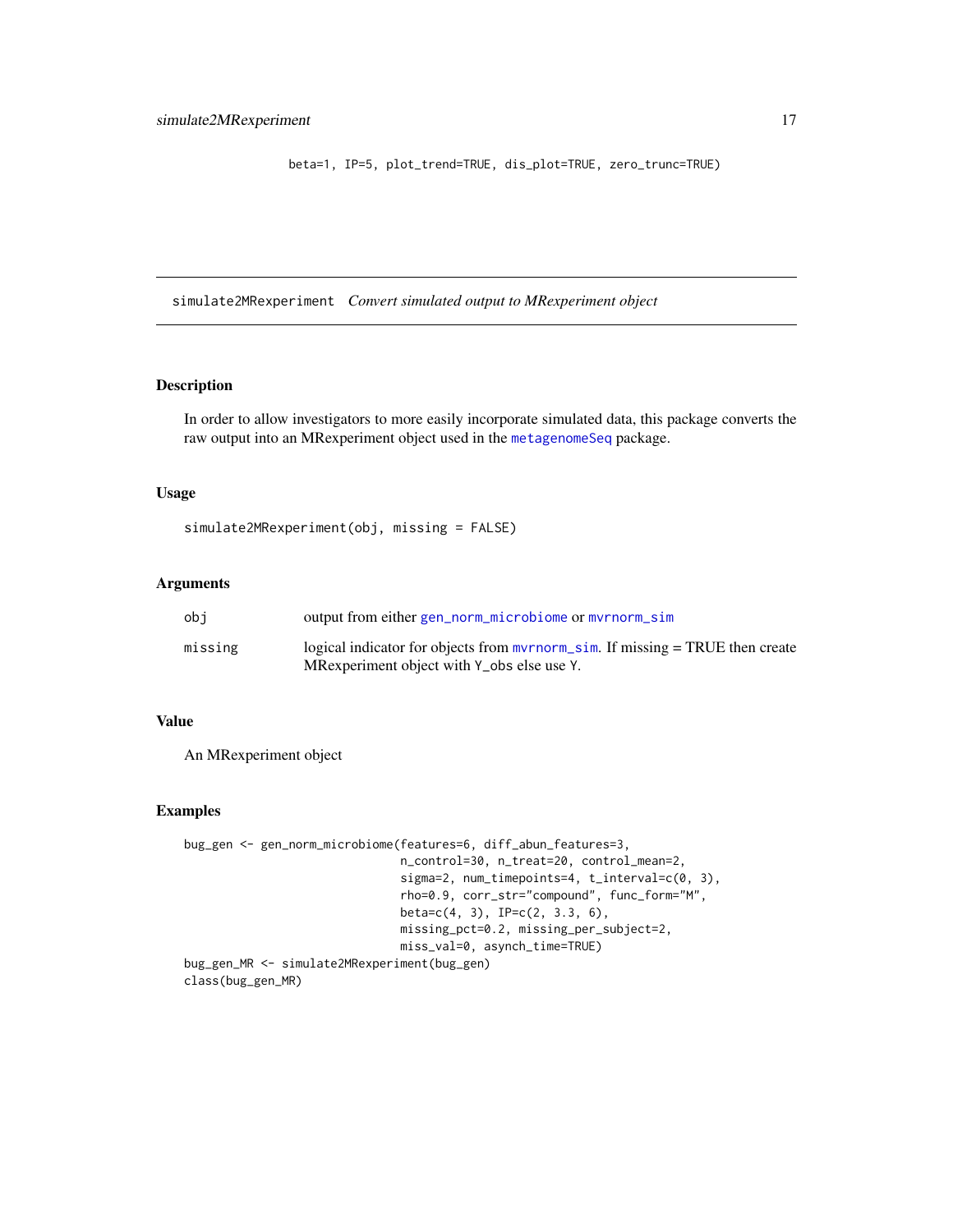```
beta=1, IP=5, plot_trend=TRUE, dis_plot=TRUE, zero_trunc=TRUE)
```

---

## simulate2MRexperiment *Convert simulated output to MRexperiment object*

### Description

In order to allow investigators to more easily incorporate simulated data, this package converts the raw output into an MRexperiment object used in the metagenomeSeq package.

### Usage

```
simulate2MRexperiment(obj, missing = FALSE)
```

### Arguments

| | |
|---|---|
| obj | output from either gen_norm_microbiome or mvrnorm_sim |
| missing | logical indicator for objects from mvrnorm_sim. If missing = TRUE then create MRexperiment object with Y_obs else use Y. |

### Value

An MRexperiment object

### Examples

```
bug_gen <- gen_norm_microbiome(features=6, diff_abun_features=3,
                               n_control=30, n_treat=20, control_mean=2,
                               sigma=2, num_timepoints=4, t_interval=c(0, 3),
                               rho=0.9, corr_str="compound", func_form="M",
                               beta=c(4, 3), IP=c(2, 3.3, 6),
                               missing_pct=0.2, missing_per_subject=2,
                               miss_val=0, asynch_time=TRUE)
bug_gen_MR <- simulate2MRexperiment(bug_gen)
class(bug_gen_MR)
```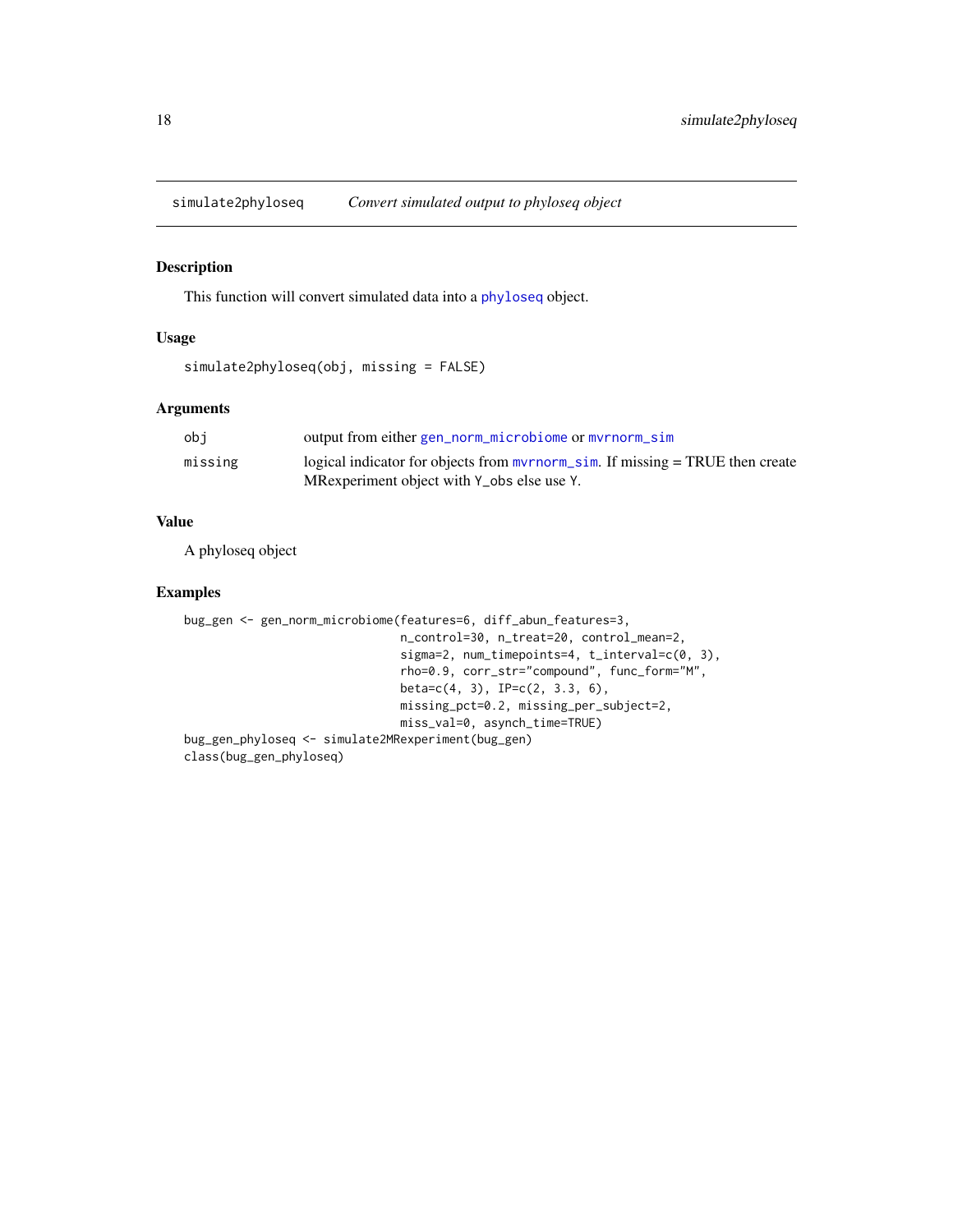simulate2phyloseq — *Convert simulated output to phyloseq object*

## Description

This function will convert simulated data into a phyloseq object.

## Usage

```
simulate2phyloseq(obj, missing = FALSE)
```

## Arguments

| | |
|---|---|
| obj | output from either gen_norm_microbiome or mvrnorm_sim |
| missing | logical indicator for objects from mvrnorm_sim. If missing = TRUE then create MRexperiment object with Y_obs else use Y. |

## Value

A phyloseq object

## Examples

```
bug_gen <- gen_norm_microbiome(features=6, diff_abun_features=3,
                               n_control=30, n_treat=20, control_mean=2,
                               sigma=2, num_timepoints=4, t_interval=c(0, 3),
                               rho=0.9, corr_str="compound", func_form="M",
                               beta=c(4, 3), IP=c(2, 3.3, 6),
                               missing_pct=0.2, missing_per_subject=2,
                               miss_val=0, asynch_time=TRUE)
bug_gen_phyloseq <- simulate2MRexperiment(bug_gen)
class(bug_gen_phyloseq)
```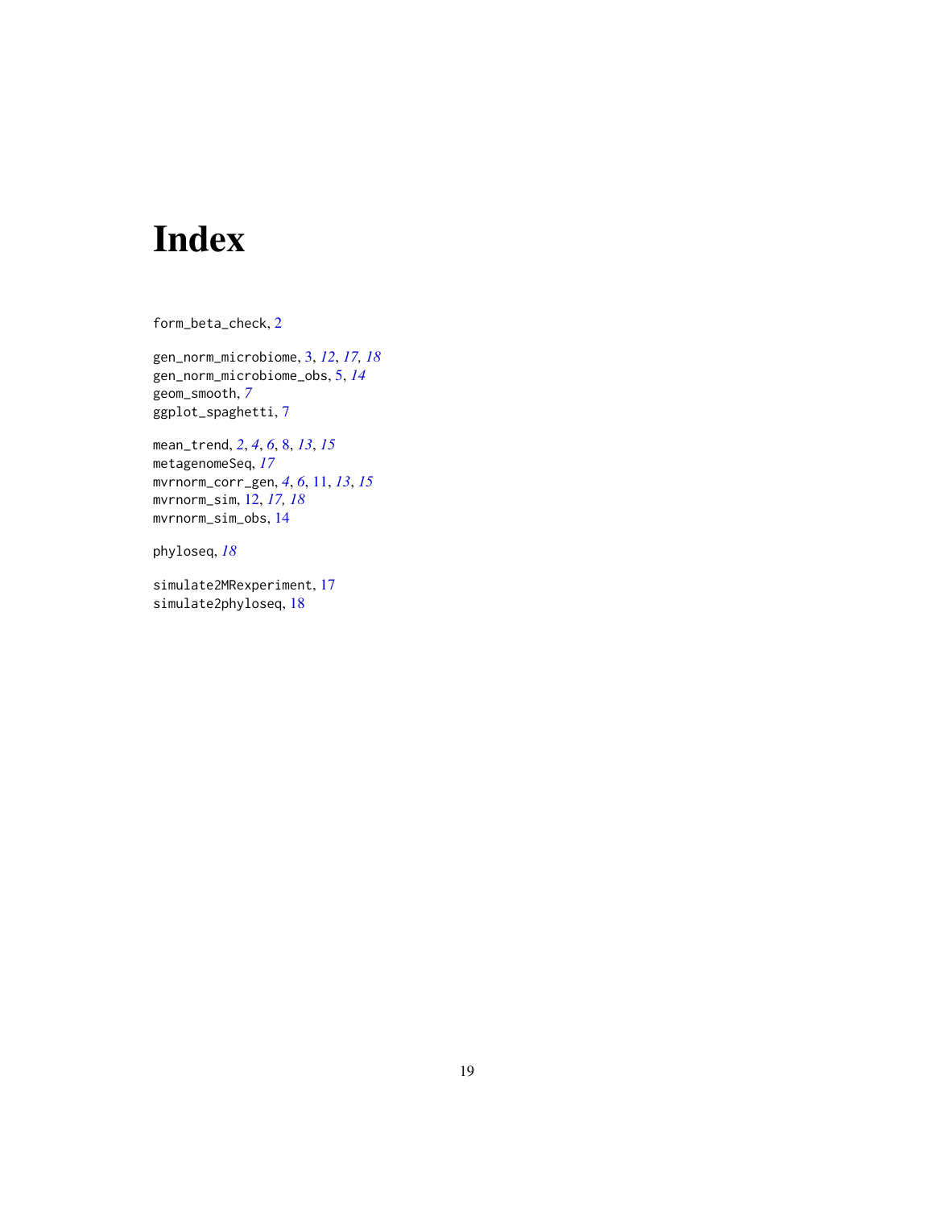# Index

form_beta_check, 2

gen_norm_microbiome, 3, *12*, *17, 18*
gen_norm_microbiome_obs, 5, *14*
geom_smooth, *7*
ggplot_spaghetti, 7

mean_trend, *2*, *4*, *6*, 8, *13*, *15*
metagenomeSeq, *17*
mvrnorm_corr_gen, *4*, *6*, 11, *13*, *15*
mvrnorm_sim, 12, *17, 18*
mvrnorm_sim_obs, 14

phyloseq, *18*

simulate2MRexperiment, 17
simulate2phyloseq, 18